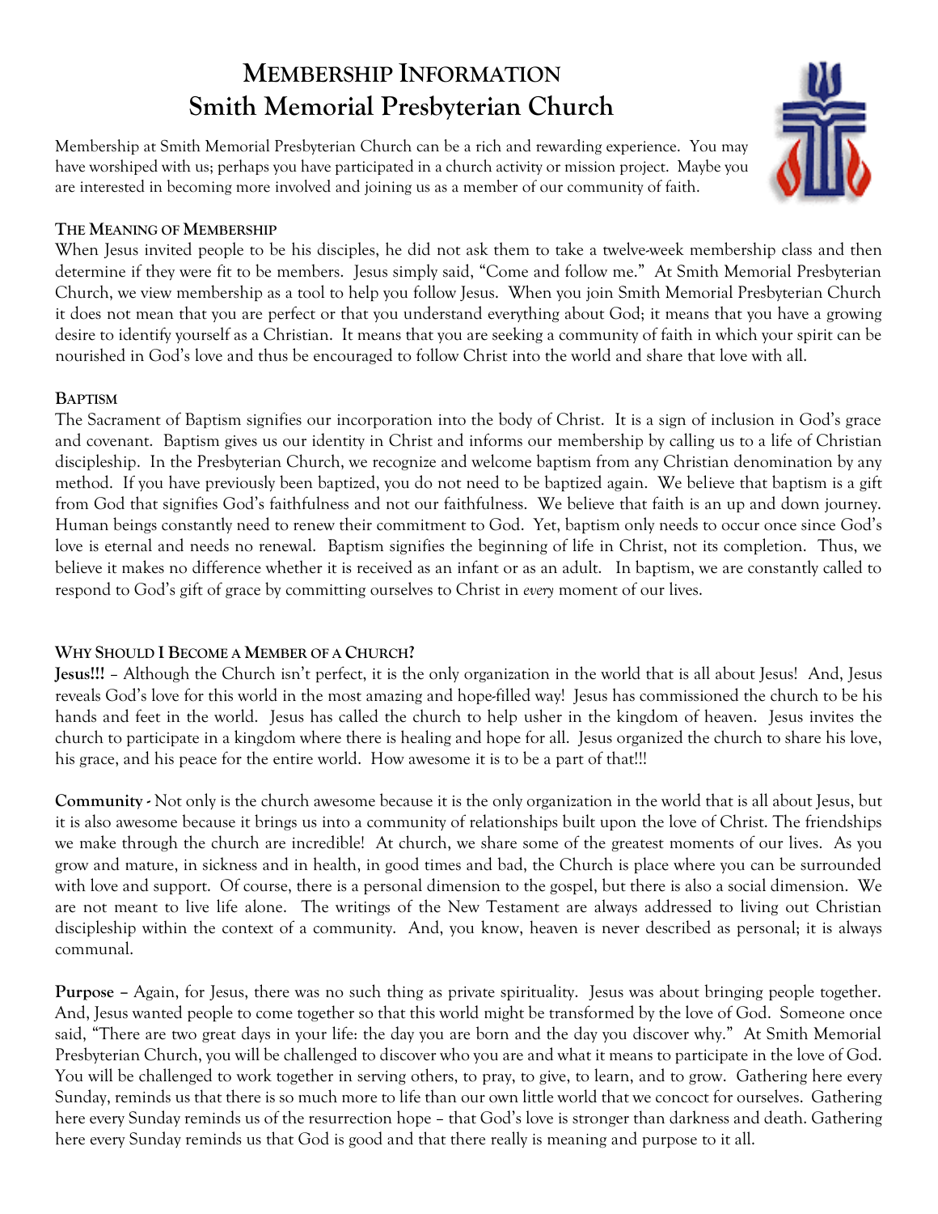# Membership Information
# Smith Memorial Presbyterian Church

Membership at Smith Memorial Presbyterian Church can be a rich and rewarding experience. You may have worshiped with us; perhaps you have participated in a church activity or mission project. Maybe you are interested in becoming more involved and joining us as a member of our community of faith.

## The Meaning of Membership

When Jesus invited people to be his disciples, he did not ask them to take a twelve-week membership class and then determine if they were fit to be members. Jesus simply said, "Come and follow me." At Smith Memorial Presbyterian Church, we view membership as a tool to help you follow Jesus. When you join Smith Memorial Presbyterian Church it does not mean that you are perfect or that you understand everything about God; it means that you have a growing desire to identify yourself as a Christian. It means that you are seeking a community of faith in which your spirit can be nourished in God's love and thus be encouraged to follow Christ into the world and share that love with all.

## Baptism

The Sacrament of Baptism signifies our incorporation into the body of Christ. It is a sign of inclusion in God's grace and covenant. Baptism gives us our identity in Christ and informs our membership by calling us to a life of Christian discipleship. In the Presbyterian Church, we recognize and welcome baptism from any Christian denomination by any method. If you have previously been baptized, you do not need to be baptized again. We believe that baptism is a gift from God that signifies God's faithfulness and not our faithfulness. We believe that faith is an up and down journey. Human beings constantly need to renew their commitment to God. Yet, baptism only needs to occur once since God's love is eternal and needs no renewal. Baptism signifies the beginning of life in Christ, not its completion. Thus, we believe it makes no difference whether it is received as an infant or as an adult. In baptism, we are constantly called to respond to God's gift of grace by committing ourselves to Christ in *every* moment of our lives.

## Why Should I Become a Member of a Church?

**Jesus!!!** – Although the Church isn't perfect, it is the only organization in the world that is all about Jesus! And, Jesus reveals God's love for this world in the most amazing and hope-filled way! Jesus has commissioned the church to be his hands and feet in the world. Jesus has called the church to help usher in the kingdom of heaven. Jesus invites the church to participate in a kingdom where there is healing and hope for all. Jesus organized the church to share his love, his grace, and his peace for the entire world. How awesome it is to be a part of that!!!

**Community -** Not only is the church awesome because it is the only organization in the world that is all about Jesus, but it is also awesome because it brings us into a community of relationships built upon the love of Christ. The friendships we make through the church are incredible! At church, we share some of the greatest moments of our lives. As you grow and mature, in sickness and in health, in good times and bad, the Church is place where you can be surrounded with love and support. Of course, there is a personal dimension to the gospel, but there is also a social dimension. We are not meant to live life alone. The writings of the New Testament are always addressed to living out Christian discipleship within the context of a community. And, you know, heaven is never described as personal; it is always communal.

**Purpose** – Again, for Jesus, there was no such thing as private spirituality. Jesus was about bringing people together. And, Jesus wanted people to come together so that this world might be transformed by the love of God. Someone once said, "There are two great days in your life: the day you are born and the day you discover why." At Smith Memorial Presbyterian Church, you will be challenged to discover who you are and what it means to participate in the love of God. You will be challenged to work together in serving others, to pray, to give, to learn, and to grow. Gathering here every Sunday, reminds us that there is so much more to life than our own little world that we concoct for ourselves. Gathering here every Sunday reminds us of the resurrection hope – that God's love is stronger than darkness and death. Gathering here every Sunday reminds us that God is good and that there really is meaning and purpose to it all.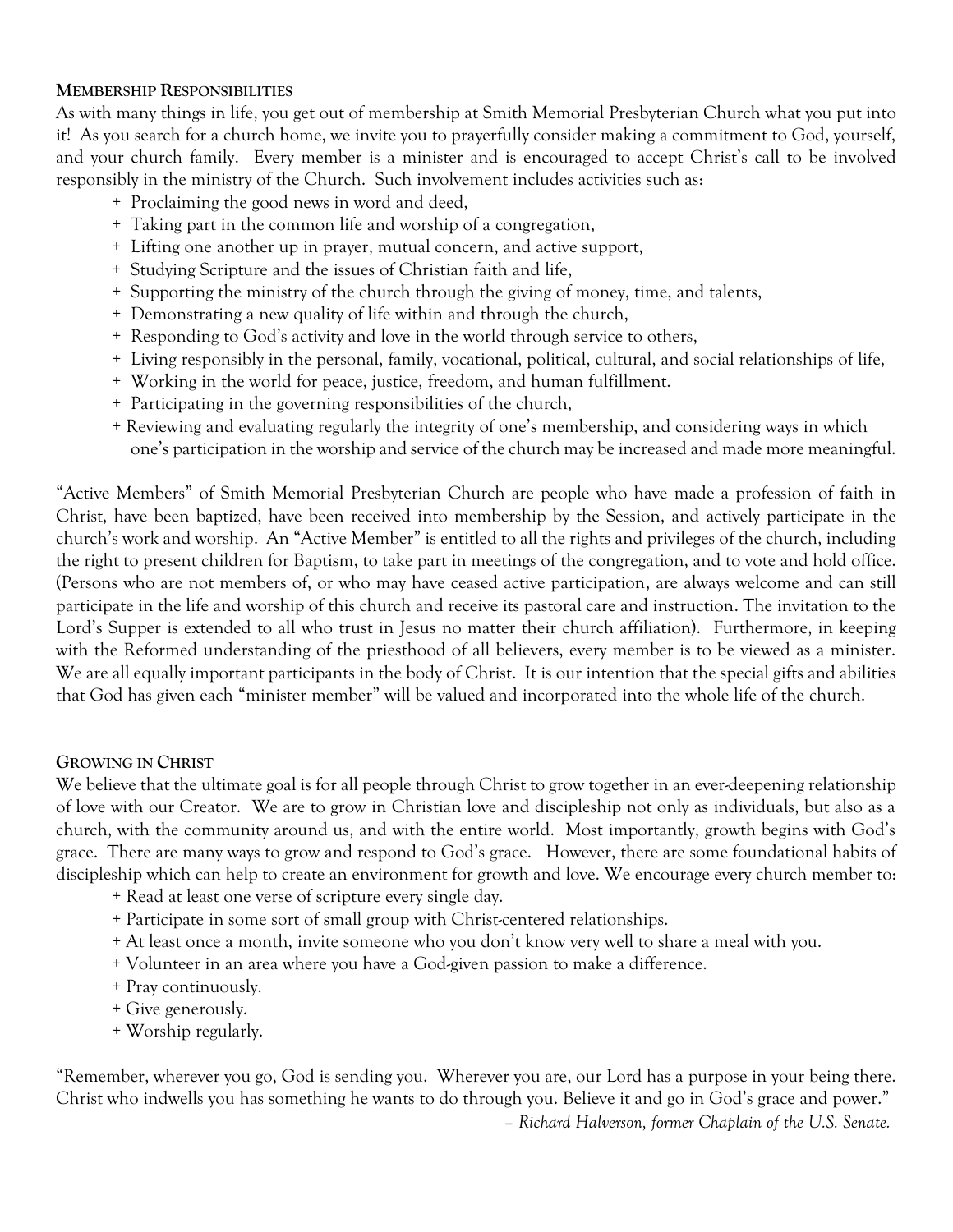## Membership Responsibilities

As with many things in life, you get out of membership at Smith Memorial Presbyterian Church what you put into it! As you search for a church home, we invite you to prayerfully consider making a commitment to God, yourself, and your church family. Every member is a minister and is encouraged to accept Christ's call to be involved responsibly in the ministry of the Church. Such involvement includes activities such as:

+ Proclaiming the good news in word and deed,
+ Taking part in the common life and worship of a congregation,
+ Lifting one another up in prayer, mutual concern, and active support,
+ Studying Scripture and the issues of Christian faith and life,
+ Supporting the ministry of the church through the giving of money, time, and talents,
+ Demonstrating a new quality of life within and through the church,
+ Responding to God's activity and love in the world through service to others,
+ Living responsibly in the personal, family, vocational, political, cultural, and social relationships of life,
+ Working in the world for peace, justice, freedom, and human fulfillment.
+ Participating in the governing responsibilities of the church,
+ Reviewing and evaluating regularly the integrity of one's membership, and considering ways in which one's participation in the worship and service of the church may be increased and made more meaningful.

"Active Members" of Smith Memorial Presbyterian Church are people who have made a profession of faith in Christ, have been baptized, have been received into membership by the Session, and actively participate in the church's work and worship. An "Active Member" is entitled to all the rights and privileges of the church, including the right to present children for Baptism, to take part in meetings of the congregation, and to vote and hold office. (Persons who are not members of, or who may have ceased active participation, are always welcome and can still participate in the life and worship of this church and receive its pastoral care and instruction. The invitation to the Lord's Supper is extended to all who trust in Jesus no matter their church affiliation). Furthermore, in keeping with the Reformed understanding of the priesthood of all believers, every member is to be viewed as a minister. We are all equally important participants in the body of Christ. It is our intention that the special gifts and abilities that God has given each "minister member" will be valued and incorporated into the whole life of the church.

## Growing in Christ

We believe that the ultimate goal is for all people through Christ to grow together in an ever-deepening relationship of love with our Creator. We are to grow in Christian love and discipleship not only as individuals, but also as a church, with the community around us, and with the entire world. Most importantly, growth begins with God's grace. There are many ways to grow and respond to God's grace. However, there are some foundational habits of discipleship which can help to create an environment for growth and love. We encourage every church member to:

+ Read at least one verse of scripture every single day.
+ Participate in some sort of small group with Christ-centered relationships.
+ At least once a month, invite someone who you don't know very well to share a meal with you.
+ Volunteer in an area where you have a God-given passion to make a difference.
+ Pray continuously.
+ Give generously.
+ Worship regularly.

"Remember, wherever you go, God is sending you. Wherever you are, our Lord has a purpose in your being there. Christ who indwells you has something he wants to do through you. Believe it and go in God's grace and power."

*– Richard Halverson, former Chaplain of the U.S. Senate.*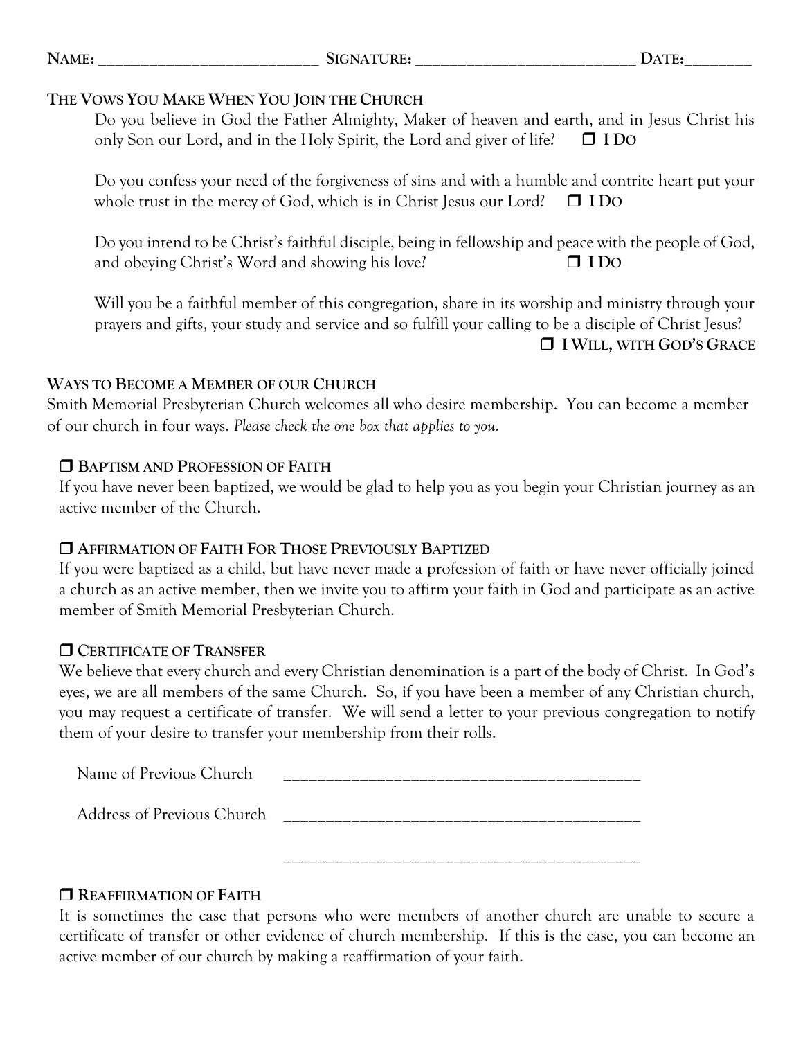**NAME:** ___________________________ **SIGNATURE:** ___________________________ **DATE:**________

## THE VOWS YOU MAKE WHEN YOU JOIN THE CHURCH

Do you believe in God the Father Almighty, Maker of heaven and earth, and in Jesus Christ his only Son our Lord, and in the Holy Spirit, the Lord and giver of life? ❒ **I DO**

Do you confess your need of the forgiveness of sins and with a humble and contrite heart put your whole trust in the mercy of God, which is in Christ Jesus our Lord? ❒ **I DO**

Do you intend to be Christ's faithful disciple, being in fellowship and peace with the people of God, and obeying Christ's Word and showing his love? ❒ **I DO**

Will you be a faithful member of this congregation, share in its worship and ministry through your prayers and gifts, your study and service and so fulfill your calling to be a disciple of Christ Jesus?
❒ **I WILL, WITH GOD'S GRACE**

## WAYS TO BECOME A MEMBER OF OUR CHURCH

Smith Memorial Presbyterian Church welcomes all who desire membership. You can become a member of our church in four ways. *Please check the one box that applies to you.*

### ❒ BAPTISM AND PROFESSION OF FAITH

If you have never been baptized, we would be glad to help you as you begin your Christian journey as an active member of the Church.

### ❒ AFFIRMATION OF FAITH FOR THOSE PREVIOUSLY BAPTIZED

If you were baptized as a child, but have never made a profession of faith or have never officially joined a church as an active member, then we invite you to affirm your faith in God and participate as an active member of Smith Memorial Presbyterian Church.

### ❒ CERTIFICATE OF TRANSFER

We believe that every church and every Christian denomination is a part of the body of Christ. In God's eyes, we are all members of the same Church. So, if you have been a member of any Christian church, you may request a certificate of transfer. We will send a letter to your previous congregation to notify them of your desire to transfer your membership from their rolls.

Name of Previous Church ___________________________________________

Address of Previous Church ___________________________________________

___________________________________________

### ❒ REAFFIRMATION OF FAITH

It is sometimes the case that persons who were members of another church are unable to secure a certificate of transfer or other evidence of church membership. If this is the case, you can become an active member of our church by making a reaffirmation of your faith.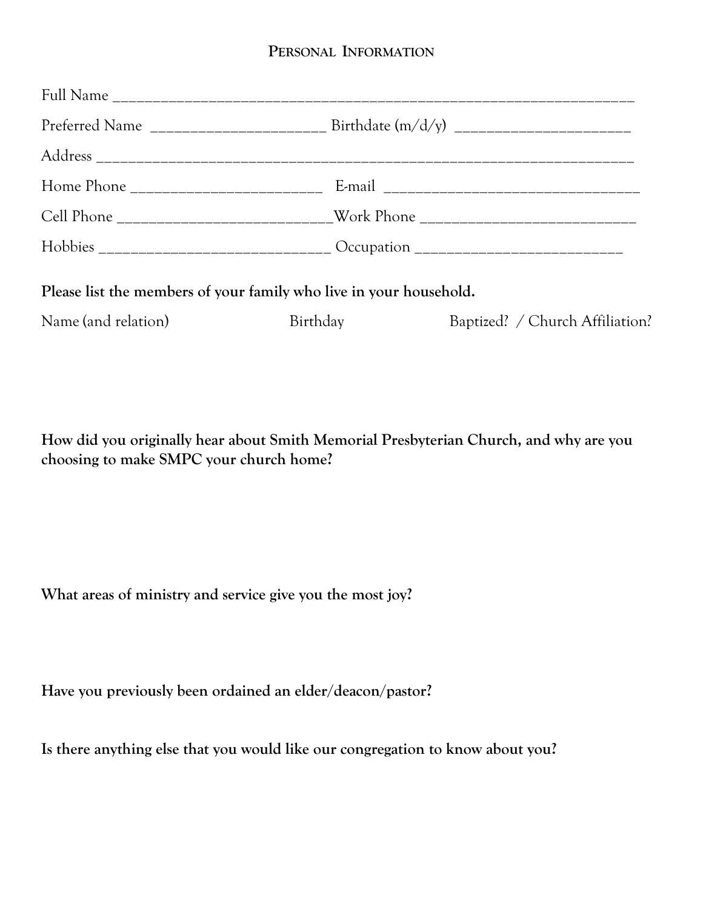## Personal Information

Full Name ______________________________________________________________________

Preferred Name ______________________ Birthdate (m/d/y) ______________________

Address ________________________________________________________________________

Home Phone _________________________ E-mail _________________________________

Cell Phone ___________________________Work Phone ____________________________

Hobbies _____________________________ Occupation ____________________________

**Please list the members of your family who live in your household.**

| Name (and relation) | Birthday | Baptized? / Church Affiliation? |
|---|---|---|
| | | |

**How did you originally hear about Smith Memorial Presbyterian Church, and why are you choosing to make SMPC your church home?**

**What areas of ministry and service give you the most joy?**

**Have you previously been ordained an elder/deacon/pastor?**

**Is there anything else that you would like our congregation to know about you?**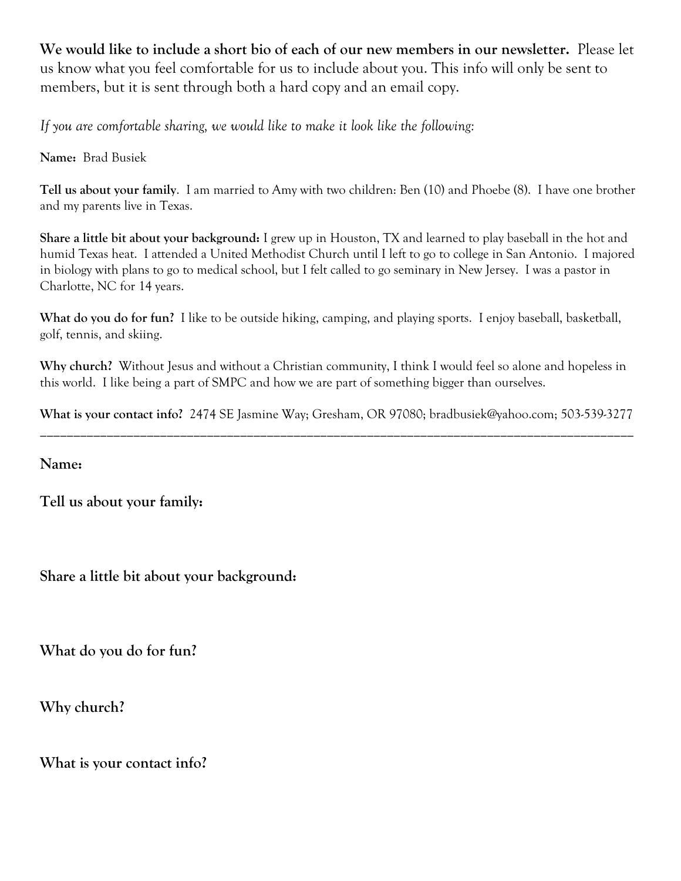**We would like to include a short bio of each of our new members in our newsletter.** Please let us know what you feel comfortable for us to include about you. This info will only be sent to members, but it is sent through both a hard copy and an email copy.

*If you are comfortable sharing, we would like to make it look like the following:*

**Name:** Brad Busiek

**Tell us about your family**. I am married to Amy with two children: Ben (10) and Phoebe (8). I have one brother and my parents live in Texas.

**Share a little bit about your background:** I grew up in Houston, TX and learned to play baseball in the hot and humid Texas heat. I attended a United Methodist Church until I left to go to college in San Antonio. I majored in biology with plans to go to medical school, but I felt called to go seminary in New Jersey. I was a pastor in Charlotte, NC for 14 years.

**What do you do for fun?** I like to be outside hiking, camping, and playing sports. I enjoy baseball, basketball, golf, tennis, and skiing.

**Why church?** Without Jesus and without a Christian community, I think I would feel so alone and hopeless in this world. I like being a part of SMPC and how we are part of something bigger than ourselves.

**What is your contact info?** 2474 SE Jasmine Way; Gresham, OR 97080; bradbusiek@yahoo.com; 503-539-3277

---

**Name:**

**Tell us about your family:**

**Share a little bit about your background:**

**What do you do for fun?**

**Why church?**

**What is your contact info?**